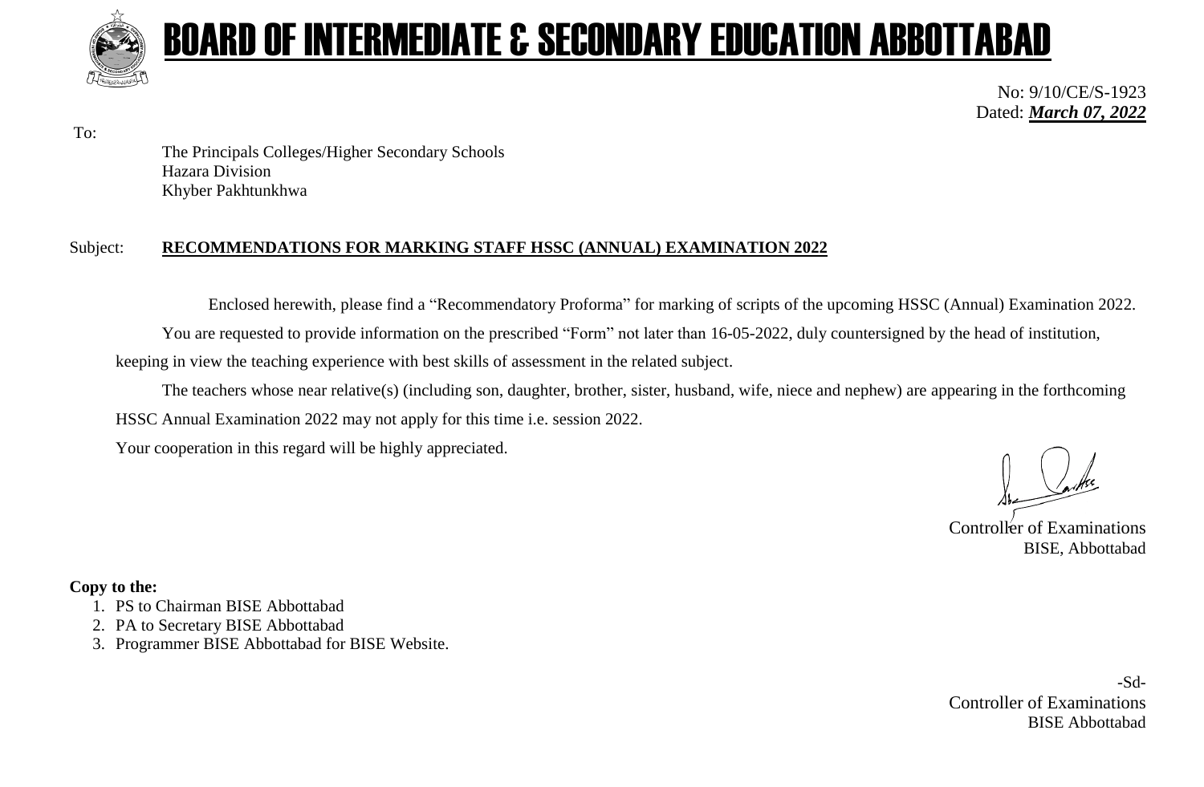# BOARD OF INTERMEDIATE & SECONDARY EDUCATION ABBOTTABAD

No: 9/10/CE/S-1923
Dated: ***March 07, 2022***

To:

The Principals Colleges/Higher Secondary Schools
Hazara Division
Khyber Pakhtunkhwa

Subject: **RECOMMENDATIONS FOR MARKING STAFF HSSC (ANNUAL) EXAMINATION 2022**

Enclosed herewith, please find a "Recommendatory Proforma" for marking of scripts of the upcoming HSSC (Annual) Examination 2022.

You are requested to provide information on the prescribed "Form" not later than 16-05-2022, duly countersigned by the head of institution, keeping in view the teaching experience with best skills of assessment in the related subject.

The teachers whose near relative(s) (including son, daughter, brother, sister, husband, wife, niece and nephew) are appearing in the forthcoming HSSC Annual Examination 2022 may not apply for this time i.e. session 2022.

Your cooperation in this regard will be highly appreciated.

Controller of Examinations
BISE, Abbottabad

**Copy to the:**

1. PS to Chairman BISE Abbottabad
2. PA to Secretary BISE Abbottabad
3. Programmer BISE Abbottabad for BISE Website.

-Sd-
Controller of Examinations
BISE Abbottabad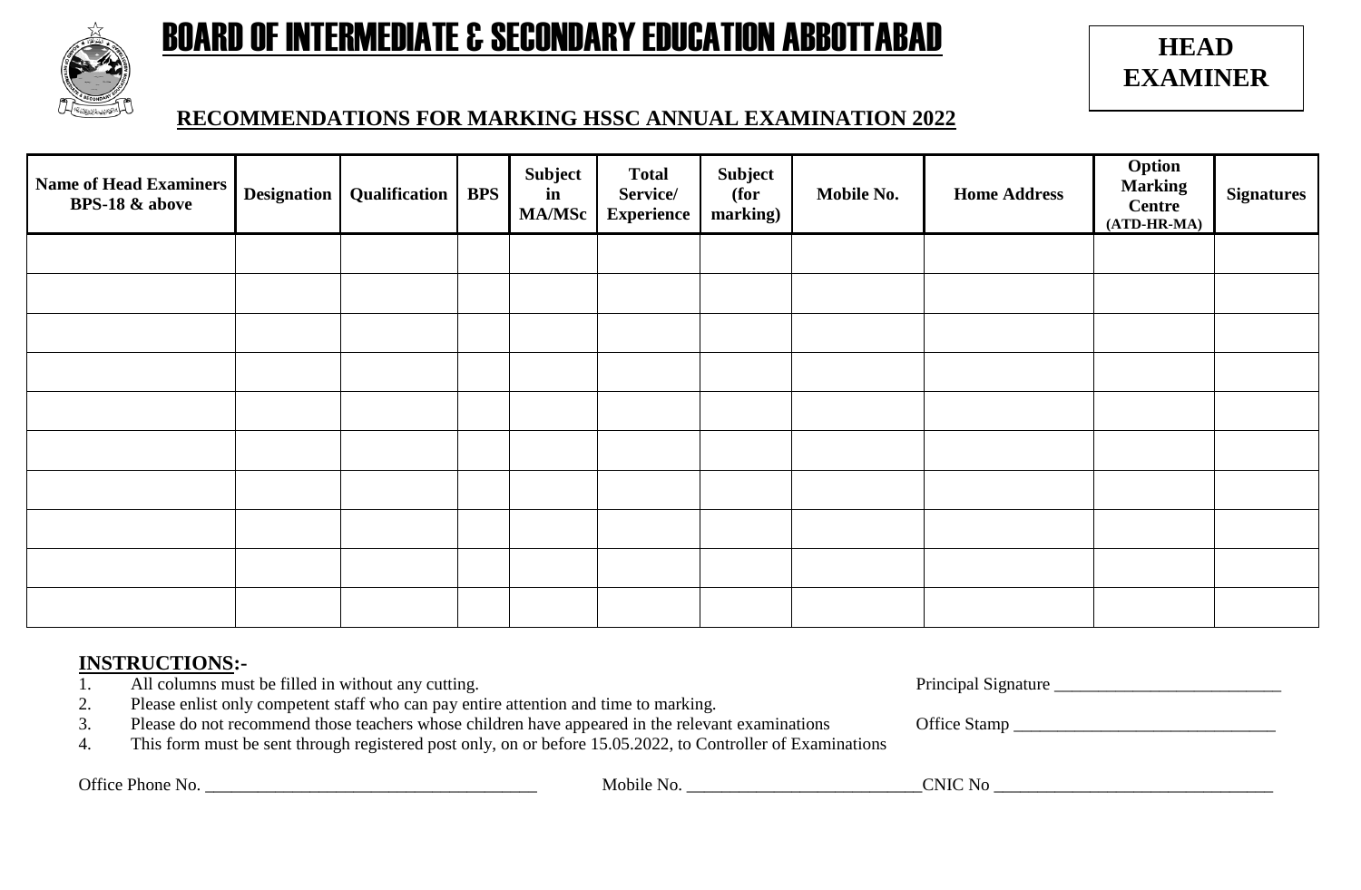# BOARD OF INTERMEDIATE & SECONDARY EDUCATION ABBOTTABAD

**HEAD EXAMINER**

## RECOMMENDATIONS FOR MARKING HSSC ANNUAL EXAMINATION 2022

| Name of Head Examiners BPS-18 & above | Designation | Qualification | BPS | Subject in MA/MSc | Total Service/ Experience | Subject (for marking) | Mobile No. | Home Address | Option Marking Centre (ATD-HR-MA) | Signatures |
|---|---|---|---|---|---|---|---|---|---|---|
| | | | | | | | | | | |
| | | | | | | | | | | |
| | | | | | | | | | | |
| | | | | | | | | | | |
| | | | | | | | | | | |
| | | | | | | | | | | |
| | | | | | | | | | | |
| | | | | | | | | | | |
| | | | | | | | | | | |
| | | | | | | | | | | |

**INSTRUCTIONS:-**

1. All columns must be filled in without any cutting.
2. Please enlist only competent staff who can pay entire attention and time to marking.
3. Please do not recommend those teachers whose children have appeared in the relevant examinations
4. This form must be sent through registered post only, on or before 15.05.2022, to Controller of Examinations

Principal Signature ___________________________

Office Stamp _______________________________

Office Phone No. ________________________________________ Mobile No. ____________________________ CNIC No __________________________________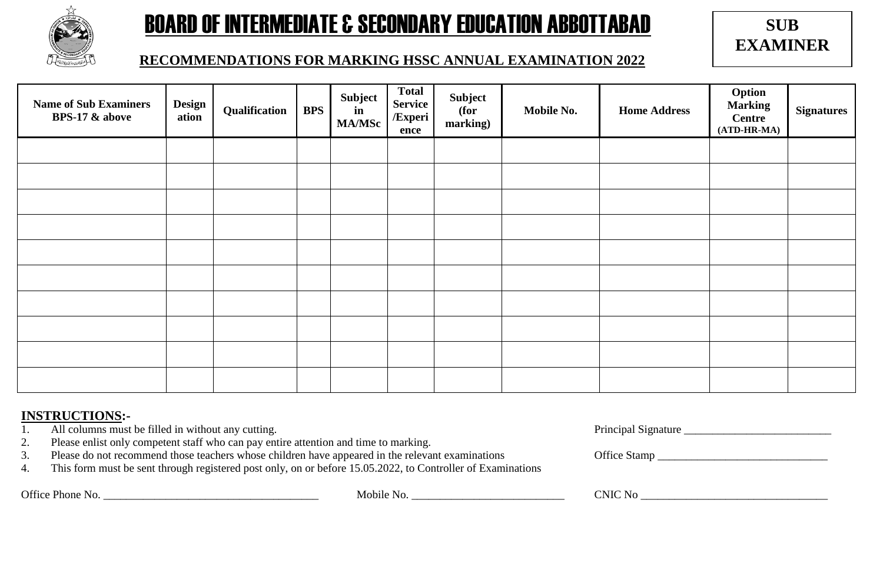# BOARD OF INTERMEDIATE & SECONDARY EDUCATION ABBOTTABAD

**SUB EXAMINER**

## RECOMMENDATIONS FOR MARKING HSSC ANNUAL EXAMINATION 2022

| Name of Sub Examiners BPS-17 & above | Designation | Qualification | BPS | Subject in MA/MSc | Total Service /Experience | Subject (for marking) | Mobile No. | Home Address | Option Marking Centre (ATD-HR-MA) | Signatures |
|---|---|---|---|---|---|---|---|---|---|---|
| | | | | | | | | | | |
| | | | | | | | | | | |
| | | | | | | | | | | |
| | | | | | | | | | | |
| | | | | | | | | | | |
| | | | | | | | | | | |
| | | | | | | | | | | |
| | | | | | | | | | | |
| | | | | | | | | | | |
| | | | | | | | | | | |

**INSTRUCTIONS:-**

1. All columns must be filled in without any cutting.
2. Please enlist only competent staff who can pay entire attention and time to marking.
3. Please do not recommend those teachers whose children have appeared in the relevant examinations
4. This form must be sent through registered post only, on or before 15.05.2022, to Controller of Examinations

Principal Signature __________________________

Office Stamp ______________________________

Office Phone No. _____________________________________ Mobile No. ___________________________ CNIC No _________________________________